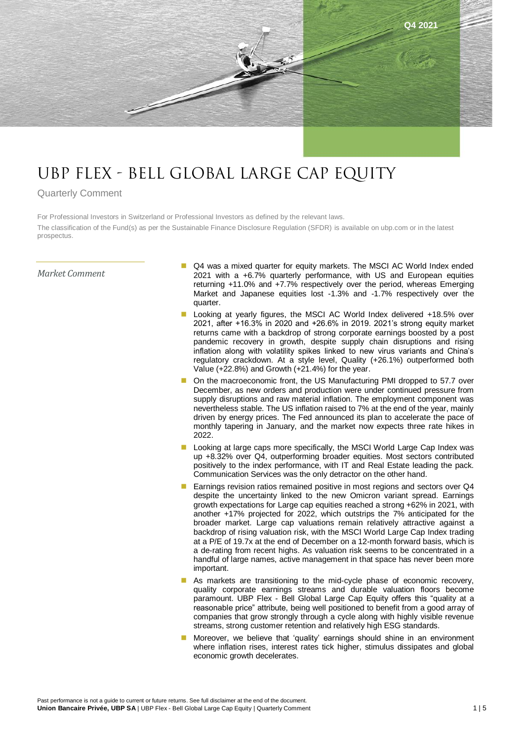Q4 2021

# UBP FLEX - BELL GLOBAL LARGE CAP EQUITY

Quarterly Comment

For Professional Investors in Switzerland or Professional Investors as defined by the relevant laws.

The classification of the Fund(s) as per the Sustainable Finance Disclosure Regulation (SFDR) is available on ubp.com or in the latest prospectus.

## *Market Comment*

- Q4 was a mixed quarter for equity markets. The MSCI AC World Index ended 2021 with a +6.7% quarterly performance, with US and European equities returning +11.0% and +7.7% respectively over the period, whereas Emerging Market and Japanese equities lost -1.3% and -1.7% respectively over the quarter.
- Looking at yearly figures, the MSCI AC World Index delivered +18.5% over 2021, after +16.3% in 2020 and +26.6% in 2019. 2021's strong equity market returns came with a backdrop of strong corporate earnings boosted by a post pandemic recovery in growth, despite supply chain disruptions and rising inflation along with volatility spikes linked to new virus variants and China's regulatory crackdown. At a style level, Quality (+26.1%) outperformed both Value (+22.8%) and Growth (+21.4%) for the year.
- On the macroeconomic front, the US Manufacturing PMI dropped to 57.7 over December, as new orders and production were under continued pressure from supply disruptions and raw material inflation. The employment component was nevertheless stable. The US inflation raised to 7% at the end of the year, mainly driven by energy prices. The Fed announced its plan to accelerate the pace of monthly tapering in January, and the market now expects three rate hikes in 2022.
- Looking at large caps more specifically, the MSCI World Large Cap Index was up +8.32% over Q4, outperforming broader equities. Most sectors contributed positively to the index performance, with IT and Real Estate leading the pack. Communication Services was the only detractor on the other hand.
- Earnings revision ratios remained positive in most regions and sectors over Q4 despite the uncertainty linked to the new Omicron variant spread. Earnings growth expectations for Large cap equities reached a strong +62% in 2021, with another +17% projected for 2022, which outstrips the 7% anticipated for the broader market. Large cap valuations remain relatively attractive against a backdrop of rising valuation risk, with the MSCI World Large Cap Index trading at a P/E of 19.7x at the end of December on a 12-month forward basis, which is a de-rating from recent highs. As valuation risk seems to be concentrated in a handful of large names, active management in that space has never been more important.
- As markets are transitioning to the mid-cycle phase of economic recovery, quality corporate earnings streams and durable valuation floors become paramount. UBP Flex - Bell Global Large Cap Equity offers this "quality at a reasonable price" attribute, being well positioned to benefit from a good array of companies that grow strongly through a cycle along with highly visible revenue streams, strong customer retention and relatively high ESG standards.
- Moreover, we believe that 'quality' earnings should shine in an environment where inflation rises, interest rates tick higher, stimulus dissipates and global economic growth decelerates.

Past performance is not a guide to current or future returns. See full disclaimer at the end of the document.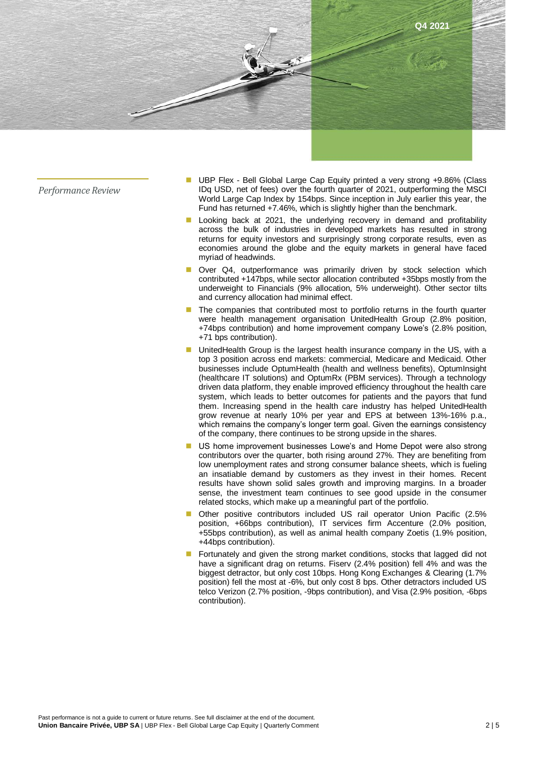Q4 2021

## Performance Review

- UBP Flex - Bell Global Large Cap Equity printed a very strong +9.86% (Class IDq USD, net of fees) over the fourth quarter of 2021, outperforming the MSCI World Large Cap Index by 154bps. Since inception in July earlier this year, the Fund has returned +7.46%, which is slightly higher than the benchmark.
- Looking back at 2021, the underlying recovery in demand and profitability across the bulk of industries in developed markets has resulted in strong returns for equity investors and surprisingly strong corporate results, even as economies around the globe and the equity markets in general have faced myriad of headwinds.
- Over Q4, outperformance was primarily driven by stock selection which contributed +147bps, while sector allocation contributed +35bps mostly from the underweight to Financials (9% allocation, 5% underweight). Other sector tilts and currency allocation had minimal effect.
- The companies that contributed most to portfolio returns in the fourth quarter were health management organisation UnitedHealth Group (2.8% position, +74bps contribution) and home improvement company Lowe's (2.8% position, +71 bps contribution).
- UnitedHealth Group is the largest health insurance company in the US, with a top 3 position across end markets: commercial, Medicare and Medicaid. Other businesses include OptumHealth (health and wellness benefits), OptumInsight (healthcare IT solutions) and OptumRx (PBM services). Through a technology driven data platform, they enable improved efficiency throughout the health care system, which leads to better outcomes for patients and the payors that fund them. Increasing spend in the health care industry has helped UnitedHealth grow revenue at nearly 10% per year and EPS at between 13%-16% p.a., which remains the company's longer term goal. Given the earnings consistency of the company, there continues to be strong upside in the shares.
- US home improvement businesses Lowe's and Home Depot were also strong contributors over the quarter, both rising around 27%. They are benefiting from low unemployment rates and strong consumer balance sheets, which is fueling an insatiable demand by customers as they invest in their homes. Recent results have shown solid sales growth and improving efficiency and margins. In a broader sense, the investment team continues to see good upside in the consumer related stocks, which make up a meaningful part of the portfolio.
- Other positive contributors included US rail operator Union Pacific (2.5% position, +66bps contribution), IT services firm Accenture (2.0% position, +55bps contribution), as well as animal health company Zoetis (1.9% position, +44bps contribution).
- Fortunately and given the strong market conditions, stocks that lagged did not have a significant drag on returns. Fiserv (2.4% position) fell 4% and was the biggest detractor, but only cost 10bps. Hong Kong Exchanges & Clearing (1.7% position) fell the most at -6%, but only cost 8 bps. Other detractors included US telco Verizon (2.7% position, -9bps contribution), and Visa (2.9% position, -6bps contribution).

Past performance is not a guide to current or future returns. See full disclaimer at the end of the document.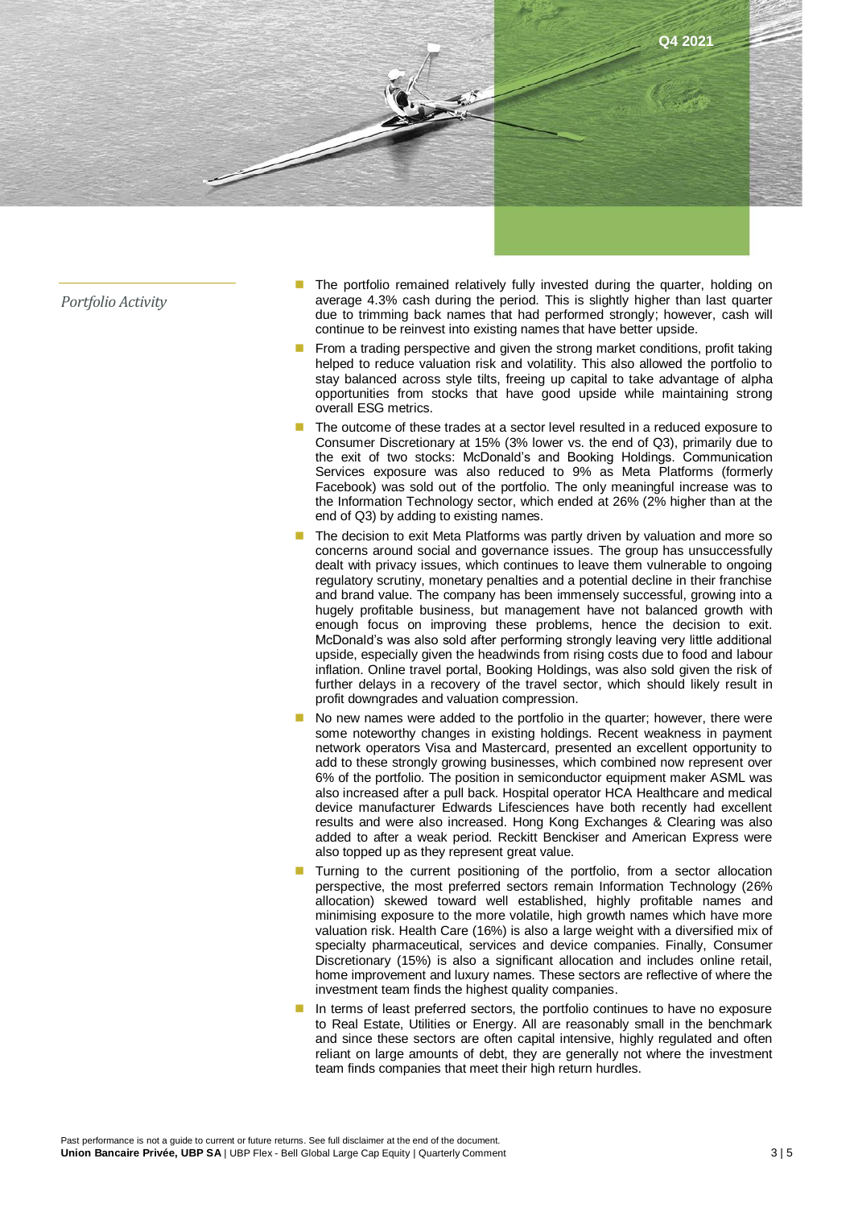Q4 2021

*Portfolio Activity*

- The portfolio remained relatively fully invested during the quarter, holding on average 4.3% cash during the period. This is slightly higher than last quarter due to trimming back names that had performed strongly; however, cash will continue to be reinvest into existing names that have better upside.
- From a trading perspective and given the strong market conditions, profit taking helped to reduce valuation risk and volatility. This also allowed the portfolio to stay balanced across style tilts, freeing up capital to take advantage of alpha opportunities from stocks that have good upside while maintaining strong overall ESG metrics.
- The outcome of these trades at a sector level resulted in a reduced exposure to Consumer Discretionary at 15% (3% lower vs. the end of Q3), primarily due to the exit of two stocks: McDonald's and Booking Holdings. Communication Services exposure was also reduced to 9% as Meta Platforms (formerly Facebook) was sold out of the portfolio. The only meaningful increase was to the Information Technology sector, which ended at 26% (2% higher than at the end of Q3) by adding to existing names.
- The decision to exit Meta Platforms was partly driven by valuation and more so concerns around social and governance issues. The group has unsuccessfully dealt with privacy issues, which continues to leave them vulnerable to ongoing regulatory scrutiny, monetary penalties and a potential decline in their franchise and brand value. The company has been immensely successful, growing into a hugely profitable business, but management have not balanced growth with enough focus on improving these problems, hence the decision to exit. McDonald's was also sold after performing strongly leaving very little additional upside, especially given the headwinds from rising costs due to food and labour inflation. Online travel portal, Booking Holdings, was also sold given the risk of further delays in a recovery of the travel sector, which should likely result in profit downgrades and valuation compression.
- No new names were added to the portfolio in the quarter; however, there were some noteworthy changes in existing holdings. Recent weakness in payment network operators Visa and Mastercard, presented an excellent opportunity to add to these strongly growing businesses, which combined now represent over 6% of the portfolio. The position in semiconductor equipment maker ASML was also increased after a pull back. Hospital operator HCA Healthcare and medical device manufacturer Edwards Lifesciences have both recently had excellent results and were also increased. Hong Kong Exchanges & Clearing was also added to after a weak period. Reckitt Benckiser and American Express were also topped up as they represent great value.
- Turning to the current positioning of the portfolio, from a sector allocation perspective, the most preferred sectors remain Information Technology (26% allocation) skewed toward well established, highly profitable names and minimising exposure to the more volatile, high growth names which have more valuation risk. Health Care (16%) is also a large weight with a diversified mix of specialty pharmaceutical, services and device companies. Finally, Consumer Discretionary (15%) is also a significant allocation and includes online retail, home improvement and luxury names. These sectors are reflective of where the investment team finds the highest quality companies.
- In terms of least preferred sectors, the portfolio continues to have no exposure to Real Estate, Utilities or Energy. All are reasonably small in the benchmark and since these sectors are often capital intensive, highly regulated and often reliant on large amounts of debt, they are generally not where the investment team finds companies that meet their high return hurdles.

Past performance is not a guide to current or future returns. See full disclaimer at the end of the document.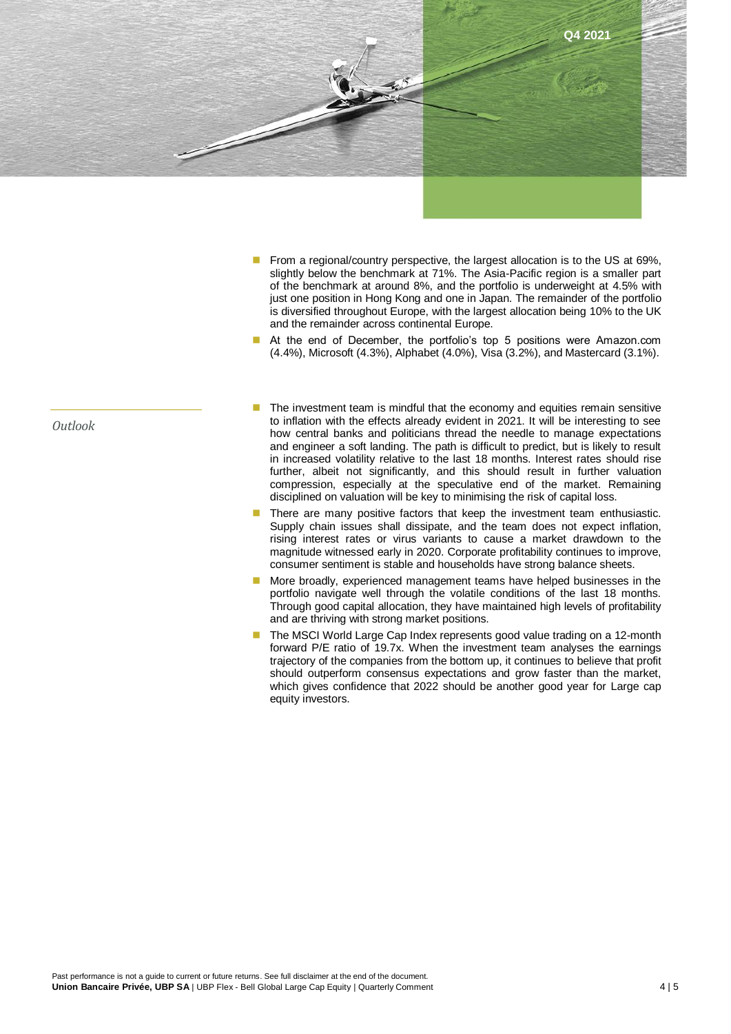- From a regional/country perspective, the largest allocation is to the US at 69%, slightly below the benchmark at 71%. The Asia-Pacific region is a smaller part of the benchmark at around 8%, and the portfolio is underweight at 4.5% with just one position in Hong Kong and one in Japan. The remainder of the portfolio is diversified throughout Europe, with the largest allocation being 10% to the UK and the remainder across continental Europe.
- At the end of December, the portfolio's top 5 positions were Amazon.com (4.4%), Microsoft (4.3%), Alphabet (4.0%), Visa (3.2%), and Mastercard (3.1%).

*Outlook*

- The investment team is mindful that the economy and equities remain sensitive to inflation with the effects already evident in 2021. It will be interesting to see how central banks and politicians thread the needle to manage expectations and engineer a soft landing. The path is difficult to predict, but is likely to result in increased volatility relative to the last 18 months. Interest rates should rise further, albeit not significantly, and this should result in further valuation compression, especially at the speculative end of the market. Remaining disciplined on valuation will be key to minimising the risk of capital loss.
- There are many positive factors that keep the investment team enthusiastic. Supply chain issues shall dissipate, and the team does not expect inflation, rising interest rates or virus variants to cause a market drawdown to the magnitude witnessed early in 2020. Corporate profitability continues to improve, consumer sentiment is stable and households have strong balance sheets.
- More broadly, experienced management teams have helped businesses in the portfolio navigate well through the volatile conditions of the last 18 months. Through good capital allocation, they have maintained high levels of profitability and are thriving with strong market positions.
- The MSCI World Large Cap Index represents good value trading on a 12-month forward P/E ratio of 19.7x. When the investment team analyses the earnings trajectory of the companies from the bottom up, it continues to believe that profit should outperform consensus expectations and grow faster than the market, which gives confidence that 2022 should be another good year for Large cap equity investors.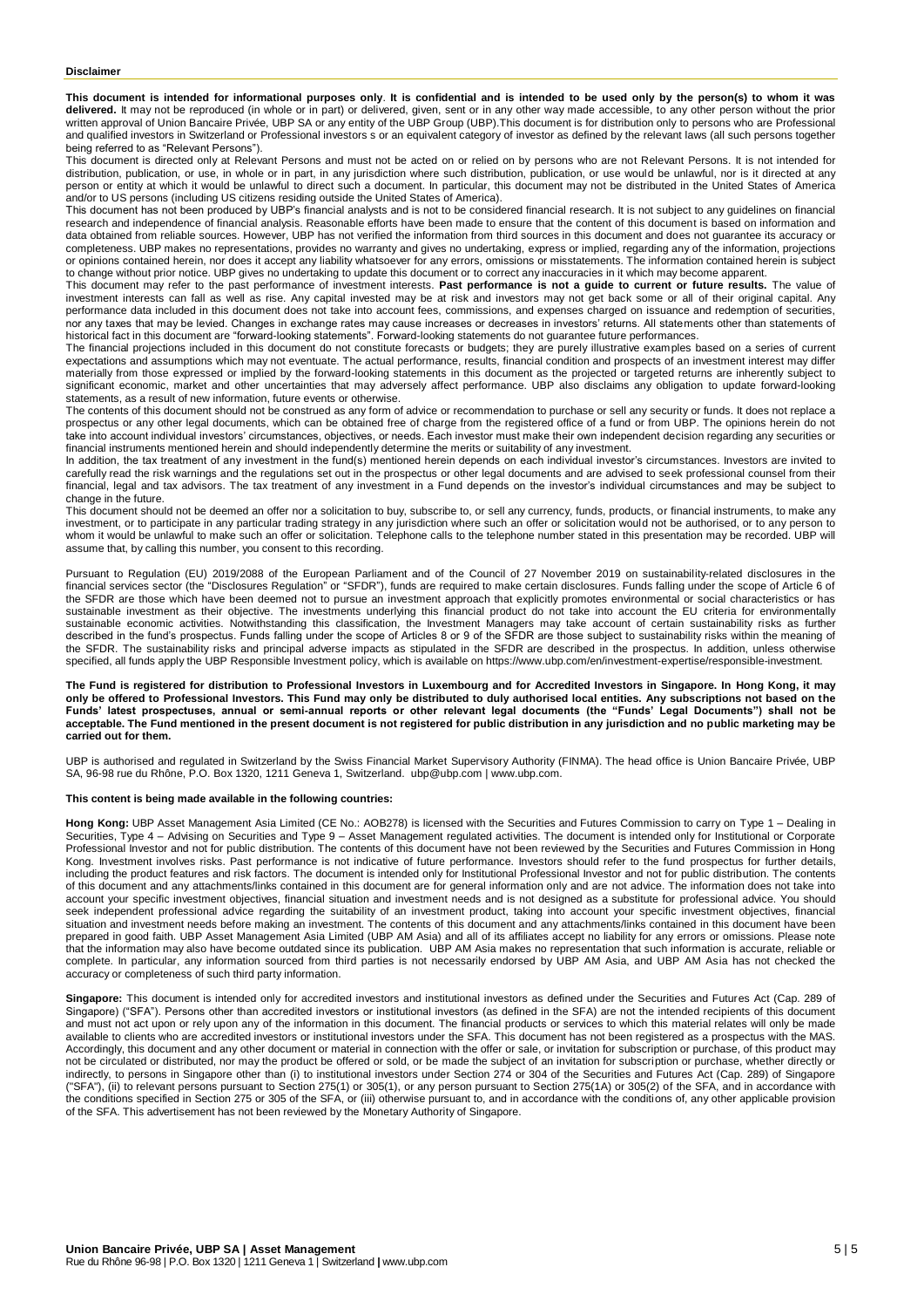**Disclaimer**

**This document is intended for informational purposes only**. **It is confidential and is intended to be used only by the person(s) to whom it was delivered.** It may not be reproduced (in whole or in part) or delivered, given, sent or in any other way made accessible, to any other person without the prior written approval of Union Bancaire Privée, UBP SA or any entity of the UBP Group (UBP).This document is for distribution only to persons who are Professional and qualified investors in Switzerland or Professional investors s or an equivalent category of investor as defined by the relevant laws (all such persons together being referred to as "Relevant Persons").

This document is directed only at Relevant Persons and must not be acted on or relied on by persons who are not Relevant Persons. It is not intended for distribution, publication, or use, in whole or in part, in any jurisdiction where such distribution, publication, or use would be unlawful, nor is it directed at any person or entity at which it would be unlawful to direct such a document. In particular, this document may not be distributed in the United States of America and/or to US persons (including US citizens residing outside the United States of America).

This document has not been produced by UBP's financial analysts and is not to be considered financial research. It is not subject to any guidelines on financial research and independence of financial analysis. Reasonable efforts have been made to ensure that the content of this document is based on information and data obtained from reliable sources. However, UBP has not verified the information from third sources in this document and does not guarantee its accuracy or completeness. UBP makes no representations, provides no warranty and gives no undertaking, express or implied, regarding any of the information, projections or opinions contained herein, nor does it accept any liability whatsoever for any errors, omissions or misstatements. The information contained herein is subject to change without prior notice. UBP gives no undertaking to update this document or to correct any inaccuracies in it which may become apparent.

This document may refer to the past performance of investment interests. **Past performance is not a guide to current or future results.** The value of investment interests can fall as well as rise. Any capital invested may be at risk and investors may not get back some or all of their original capital. Any performance data included in this document does not take into account fees, commissions, and expenses charged on issuance and redemption of securities, nor any taxes that may be levied. Changes in exchange rates may cause increases or decreases in investors' returns. All statements other than statements of historical fact in this document are "forward-looking statements". Forward-looking statements do not guarantee future performances.

The financial projections included in this document do not constitute forecasts or budgets; they are purely illustrative examples based on a series of current expectations and assumptions which may not eventuate. The actual performance, results, financial condition and prospects of an investment interest may differ materially from those expressed or implied by the forward-looking statements in this document as the projected or targeted returns are inherently subject to significant economic, market and other uncertainties that may adversely affect performance. UBP also disclaims any obligation to update forward-looking statements, as a result of new information, future events or otherwise.

The contents of this document should not be construed as any form of advice or recommendation to purchase or sell any security or funds. It does not replace a prospectus or any other legal documents, which can be obtained free of charge from the registered office of a fund or from UBP. The opinions herein do not take into account individual investors' circumstances, objectives, or needs. Each investor must make their own independent decision regarding any securities or financial instruments mentioned herein and should independently determine the merits or suitability of any investment.

In addition, the tax treatment of any investment in the fund(s) mentioned herein depends on each individual investor's circumstances. Investors are invited to carefully read the risk warnings and the regulations set out in the prospectus or other legal documents and are advised to seek professional counsel from their financial, legal and tax advisors. The tax treatment of any investment in a Fund depends on the investor's individual circumstances and may be subject to change in the future.

This document should not be deemed an offer nor a solicitation to buy, subscribe to, or sell any currency, funds, products, or financial instruments, to make any investment, or to participate in any particular trading strategy in any jurisdiction where such an offer or solicitation would not be authorised, or to any person to whom it would be unlawful to make such an offer or solicitation. Telephone calls to the telephone number stated in this presentation may be recorded. UBP will assume that, by calling this number, you consent to this recording.

Pursuant to Regulation (EU) 2019/2088 of the European Parliament and of the Council of 27 November 2019 on sustainability-related disclosures in the financial services sector (the "Disclosures Regulation" or "SFDR"), funds are required to make certain disclosures. Funds falling under the scope of Article 6 of the SFDR are those which have been deemed not to pursue an investment approach that explicitly promotes environmental or social characteristics or has sustainable investment as their objective. The investments underlying this financial product do not take into account the EU criteria for environmentally sustainable economic activities. Notwithstanding this classification, the Investment Managers may take account of certain sustainability risks as further described in the fund's prospectus. Funds falling under the scope of Articles 8 or 9 of the SFDR are those subject to sustainability risks within the meaning of the SFDR. The sustainability risks and principal adverse impacts as stipulated in the SFDR are described in the prospectus. In addition, unless otherwise specified, all funds apply the UBP Responsible Investment policy, which is available on https://www.ubp.com/en/investment-expertise/responsible-investment.

**The Fund is registered for distribution to Professional Investors in Luxembourg and for Accredited Investors in Singapore. In Hong Kong, it may only be offered to Professional Investors. This Fund may only be distributed to duly authorised local entities. Any subscriptions not based on the Funds' latest prospectuses, annual or semi-annual reports or other relevant legal documents (the "Funds' Legal Documents") shall not be acceptable. The Fund mentioned in the present document is not registered for public distribution in any jurisdiction and no public marketing may be carried out for them.**

UBP is authorised and regulated in Switzerland by the Swiss Financial Market Supervisory Authority (FINMA). The head office is Union Bancaire Privée, UBP SA, 96-98 rue du Rhône, P.O. Box 1320, 1211 Geneva 1, Switzerland. ubp@ubp.com | www.ubp.com.

**This content is being made available in the following countries:**

**Hong Kong:** UBP Asset Management Asia Limited (CE No.: AOB278) is licensed with the Securities and Futures Commission to carry on Type 1 – Dealing in Securities, Type 4 – Advising on Securities and Type 9 – Asset Management regulated activities. The document is intended only for Institutional or Corporate Professional Investor and not for public distribution. The contents of this document have not been reviewed by the Securities and Futures Commission in Hong Kong. Investment involves risks. Past performance is not indicative of future performance. Investors should refer to the fund prospectus for further details, including the product features and risk factors. The document is intended only for Institutional Professional Investor and not for public distribution. The contents of this document and any attachments/links contained in this document are for general information only and are not advice. The information does not take into account your specific investment objectives, financial situation and investment needs and is not designed as a substitute for professional advice. You should seek independent professional advice regarding the suitability of an investment product, taking into account your specific investment objectives, financial situation and investment needs before making an investment. The contents of this document and any attachments/links contained in this document have been prepared in good faith. UBP Asset Management Asia Limited (UBP AM Asia) and all of its affiliates accept no liability for any errors or omissions. Please note that the information may also have become outdated since its publication. UBP AM Asia makes no representation that such information is accurate, reliable or complete. In particular, any information sourced from third parties is not necessarily endorsed by UBP AM Asia, and UBP AM Asia has not checked the accuracy or completeness of such third party information.

**Singapore:** This document is intended only for accredited investors and institutional investors as defined under the Securities and Futures Act (Cap. 289 of Singapore) ("SFA"). Persons other than accredited investors or institutional investors (as defined in the SFA) are not the intended recipients of this document and must not act upon or rely upon any of the information in this document. The financial products or services to which this material relates will only be made available to clients who are accredited investors or institutional investors under the SFA. This document has not been registered as a prospectus with the MAS. Accordingly, this document and any other document or material in connection with the offer or sale, or invitation for subscription or purchase, of this product may not be circulated or distributed, nor may the product be offered or sold, or be made the subject of an invitation for subscription or purchase, whether directly or indirectly, to persons in Singapore other than (i) to institutional investors under Section 274 or 304 of the Securities and Futures Act (Cap. 289) of Singapore ("SFA"), (ii) to relevant persons pursuant to Section 275(1) or 305(1), or any person pursuant to Section 275(1A) or 305(2) of the SFA, and in accordance with the conditions specified in Section 275 or 305 of the SFA, or (iii) otherwise pursuant to, and in accordance with the conditions of, any other applicable provision of the SFA. This advertisement has not been reviewed by the Monetary Authority of Singapore.

**Union Bancaire Privée, UBP SA | Asset Management**
Rue du Rhône 96-98 | P.O. Box 1320 | 1211 Geneva 1 | Switzerland | www.ubp.com